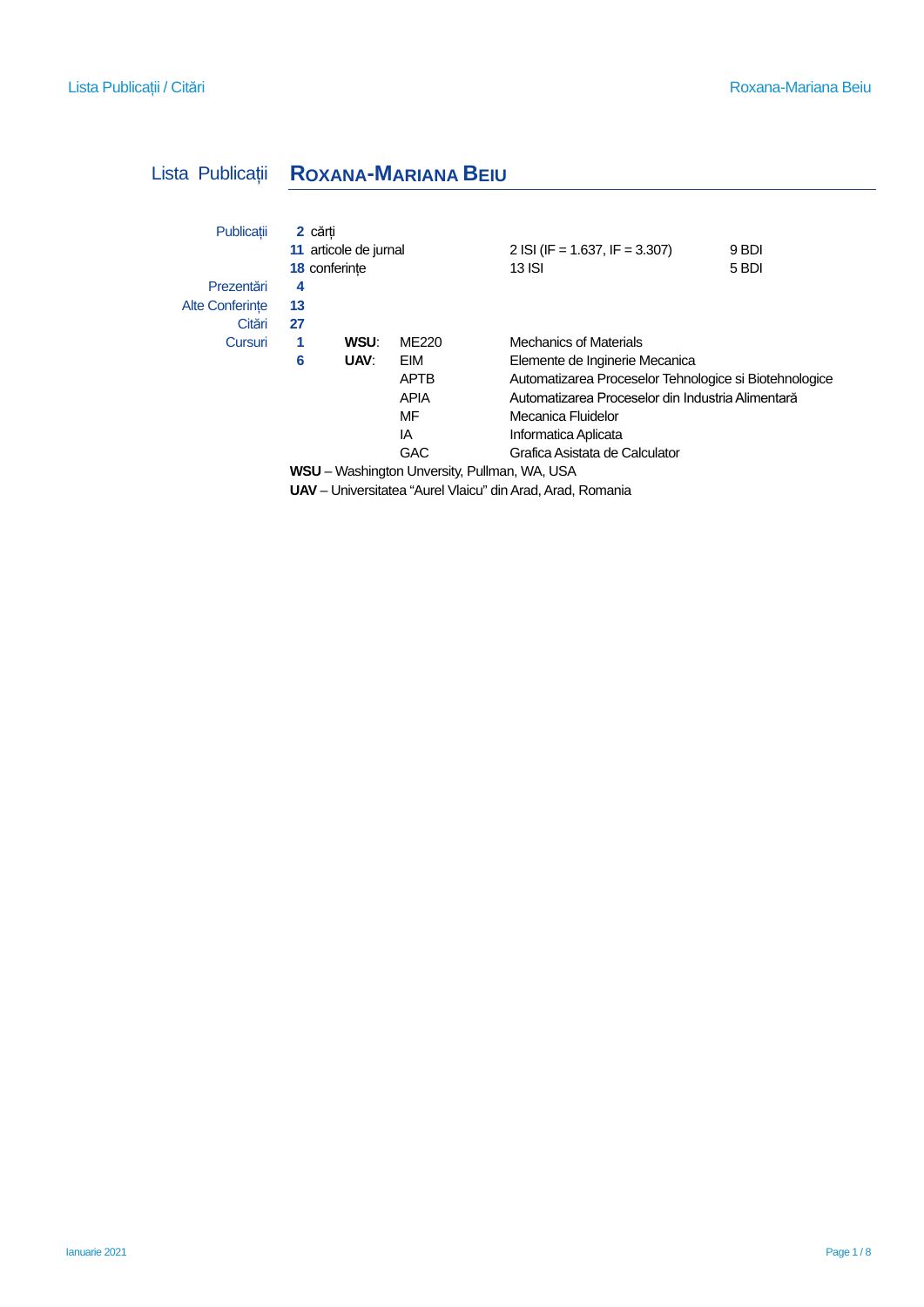# Lista Publicații — ROXANA-MARIANA BEIU

| | | | | | |
|---|---|---|---|---|---|
| Publicații | **2** cărți | | | | |
| | **11** articole de jurnal | | | 2 ISI (IF = 1.637, IF = 3.307) | 9 BDI |
| | **18** conferințe | | | 13 ISI | 5 BDI |
| Prezentări | **4** | | | | |
| Alte Conferințe | **13** | | | | |
| Citări | **27** | | | | |
| Cursuri | **1** | **WSU**: | ME220 | Mechanics of Materials | |
| | **6** | **UAV**: | EIM | Elemente de Inginerie Mecanica | |
| | | | APTB | Automatizarea Proceselor Tehnologice si Biotehnologice | |
| | | | APIA | Automatizarea Proceselor din Industria Alimentară | |
| | | | MF | Mecanica Fluidelor | |
| | | | IA | Informatica Aplicata | |
| | | | GAC | Grafica Asistata de Calculator | |

**WSU** – Washington Unversity, Pullman, WA, USA

**UAV** – Universitatea "Aurel Vlaicu" din Arad, Arad, Romania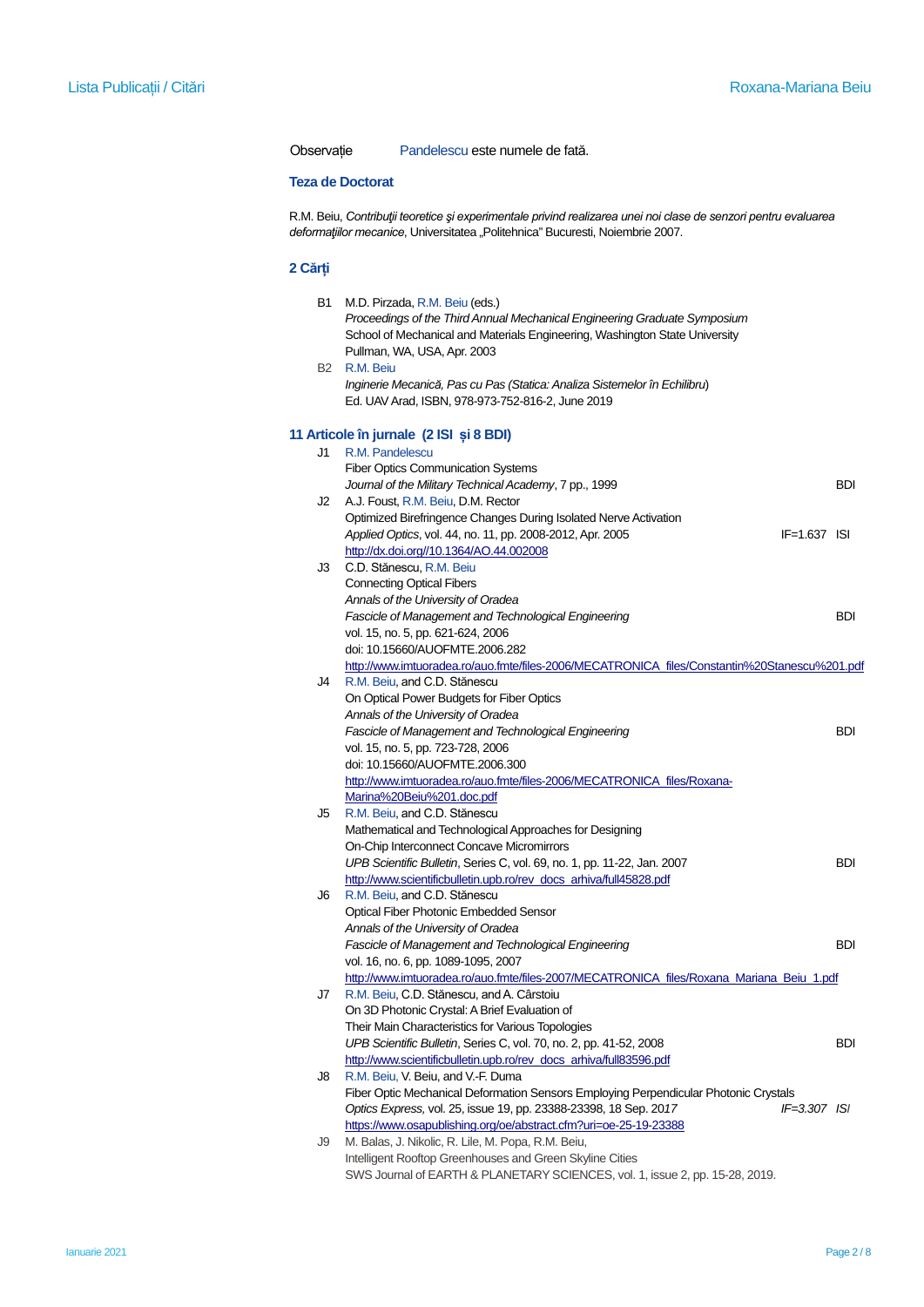Observație Pandelescu este numele de fată.

### Teza de Doctorat

R.M. Beiu, *Contribuţii teoretice şi experimentale privind realizarea unei noi clase de senzori pentru evaluarea deformaţiilor mecanice*, Universitatea „Politehnica" Bucuresti, Noiembrie 2007.

### 2 Cărți

B1 M.D. Pirzada, R.M. Beiu (eds.)
*Proceedings of the Third Annual Mechanical Engineering Graduate Symposium*
School of Mechanical and Materials Engineering, Washington State University
Pullman, WA, USA, Apr. 2003

B2 R.M. Beiu
*Inginerie Mecanică, Pas cu Pas (Statica: Analiza Sistemelor în Echilibru)*
Ed. UAV Arad, ISBN, 978-973-752-816-2, June 2019

### 11 Articole în jurnale (2 ISI și 8 BDI)

J1 R.M. Pandelescu
Fiber Optics Communication Systems
*Journal of the Military Technical Academy*, 7 pp., 1999 — BDI

J2 A.J. Foust, R.M. Beiu, D.M. Rector
Optimized Birefringence Changes During Isolated Nerve Activation
*Applied Optics*, vol. 44, no. 11, pp. 2008-2012, Apr. 2005 — IF=1.637 ISI
http://dx.doi.org//10.1364/AO.44.002008

J3 C.D. Stănescu, R.M. Beiu
Connecting Optical Fibers
*Annals of the University of Oradea*
*Fascicle of Management and Technological Engineering* — BDI
vol. 15, no. 5, pp. 621-624, 2006
doi: 10.15660/AUOFMTE.2006.282
http://www.imtuoradea.ro/auo.fmte/files-2006/MECATRONICA_files/Constantin%20Stanescu%201.pdf

J4 R.M. Beiu, and C.D. Stănescu
On Optical Power Budgets for Fiber Optics
*Annals of the University of Oradea*
*Fascicle of Management and Technological Engineering* — BDI
vol. 15, no. 5, pp. 723-728, 2006
doi: 10.15660/AUOFMTE.2006.300
http://www.imtuoradea.ro/auo.fmte/files-2006/MECATRONICA_files/Roxana-Marina%20Beiu%201.doc.pdf

J5 R.M. Beiu, and C.D. Stănescu
Mathematical and Technological Approaches for Designing
On-Chip Interconnect Concave Micromirrors
*UPB Scientific Bulletin*, Series C, vol. 69, no. 1, pp. 11-22, Jan. 2007 — BDI
http://www.scientificbulletin.upb.ro/rev_docs_arhiva/full45828.pdf

J6 R.M. Beiu, and C.D. Stănescu
Optical Fiber Photonic Embedded Sensor
*Annals of the University of Oradea*
*Fascicle of Management and Technological Engineering* — BDI
vol. 16, no. 6, pp. 1089-1095, 2007
http://www.imtuoradea.ro/auo.fmte/files-2007/MECATRONICA_files/Roxana_Mariana_Beiu_1.pdf

J7 R.M. Beiu, C.D. Stănescu, and A. Cârstoiu
On 3D Photonic Crystal: A Brief Evaluation of
Their Main Characteristics for Various Topologies
*UPB Scientific Bulletin*, Series C, vol. 70, no. 2, pp. 41-52, 2008 — BDI
http://www.scientificbulletin.upb.ro/rev_docs_arhiva/full83596.pdf

J8 R.M. Beiu, V. Beiu, and V.-F. Duma
Fiber Optic Mechanical Deformation Sensors Employing Perpendicular Photonic Crystals
*Optics Express,* vol. 25, issue 19, pp. 23388-23398, 18 Sep. 2017 — *IF=3.307 ISI*
https://www.osapublishing.org/oe/abstract.cfm?uri=oe-25-19-23388

J9 M. Balas, J. Nikolic, R. Lile, M. Popa, R.M. Beiu,
Intelligent Rooftop Greenhouses and Green Skyline Cities
SWS Journal of EARTH & PLANETARY SCIENCES, vol. 1, issue 2, pp. 15-28, 2019.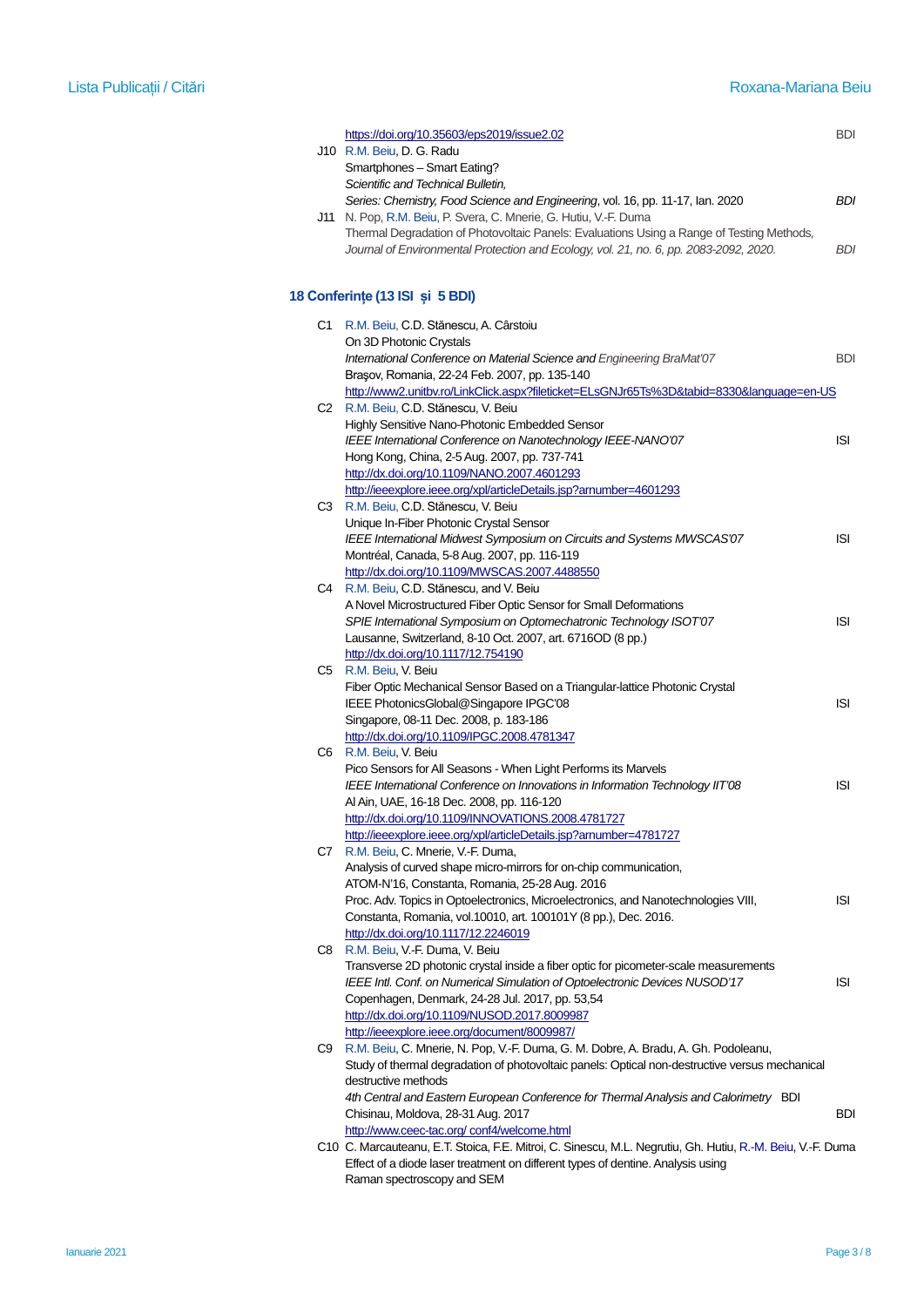https://doi.org/10.35603/eps2019/issue2.02 BDI

J10 R.M. Beiu, D. G. Radu
Smartphones – Smart Eating?
*Scientific and Technical Bulletin,*
*Series: Chemistry, Food Science and Engineering*, vol. 16, pp. 11-17, Ian. 2020 *BDI*

J11 N. Pop, R.M. Beiu, P. Svera, C. Mnerie, G. Hutiu, V.-F. Duma
Thermal Degradation of Photovoltaic Panels: Evaluations Using a Range of Testing Methods,
*Journal of Environmental Protection and Ecology, vol. 21, no. 6, pp. 2083-2092, 2020.* *BDI*

## 18 Conferințe (13 ISI și 5 BDI)

C1 R.M. Beiu, C.D. Stănescu, A. Cârstoiu
On 3D Photonic Crystals
*International Conference on Material Science and Engineering BraMat'07* BDI
Braşov, Romania, 22-24 Feb. 2007, pp. 135-140
http://www2.unitbv.ro/LinkClick.aspx?fileticket=ELsGNJr65Ts%3D&tabid=8330&language=en-US

C2 R.M. Beiu, C.D. Stănescu, V. Beiu
Highly Sensitive Nano-Photonic Embedded Sensor
*IEEE International Conference on Nanotechnology IEEE-NANO'07* ISI
Hong Kong, China, 2-5 Aug. 2007, pp. 737-741
http://dx.doi.org/10.1109/NANO.2007.4601293
http://ieeexplore.ieee.org/xpl/articleDetails.jsp?arnumber=4601293

C3 R.M. Beiu, C.D. Stănescu, V. Beiu
Unique In-Fiber Photonic Crystal Sensor
*IEEE International Midwest Symposium on Circuits and Systems MWSCAS'07* ISI
Montréal, Canada, 5-8 Aug. 2007, pp. 116-119
http://dx.doi.org/10.1109/MWSCAS.2007.4488550

C4 R.M. Beiu, C.D. Stănescu, and V. Beiu
A Novel Microstructured Fiber Optic Sensor for Small Deformations
*SPIE International Symposium on Optomechatronic Technology ISOT'07* ISI
Lausanne, Switzerland, 8-10 Oct. 2007, art. 6716OD (8 pp.)
http://dx.doi.org/10.1117/12.754190

C5 R.M. Beiu, V. Beiu
Fiber Optic Mechanical Sensor Based on a Triangular-lattice Photonic Crystal
IEEE PhotonicsGlobal@Singapore IPGC'08 ISI
Singapore, 08-11 Dec. 2008, p. 183-186
http://dx.doi.org/10.1109/IPGC.2008.4781347

C6 R.M. Beiu, V. Beiu
Pico Sensors for All Seasons - When Light Performs its Marvels
*IEEE International Conference on Innovations in Information Technology IIT'08* ISI
Al Ain, UAE, 16-18 Dec. 2008, pp. 116-120
http://dx.doi.org/10.1109/INNOVATIONS.2008.4781727
http://ieeexplore.ieee.org/xpl/articleDetails.jsp?arnumber=4781727

C7 R.M. Beiu, C. Mnerie, V.-F. Duma,
Analysis of curved shape micro-mirrors for on-chip communication,
ATOM-N'16, Constanta, Romania, 25-28 Aug. 2016
Proc. Adv. Topics in Optoelectronics, Microelectronics, and Nanotechnologies VIII, ISI
Constanta, Romania, vol.10010, art. 100101Y (8 pp.), Dec. 2016.
http://dx.doi.org/10.1117/12.2246019

C8 R.M. Beiu, V.-F. Duma, V. Beiu
Transverse 2D photonic crystal inside a fiber optic for picometer-scale measurements
*IEEE Intl. Conf. on Numerical Simulation of Optoelectronic Devices NUSOD'17* ISI
Copenhagen, Denmark, 24-28 Jul. 2017, pp. 53,54
http://dx.doi.org/10.1109/NUSOD.2017.8009987
http://ieeexplore.ieee.org/document/8009987/

C9 R.M. Beiu, C. Mnerie, N. Pop, V.-F. Duma, G. M. Dobre, A. Bradu, A. Gh. Podoleanu,
Study of thermal degradation of photovoltaic panels: Optical non-destructive versus mechanical destructive methods
*4th Central and Eastern European Conference for Thermal Analysis and Calorimetry* BDI
Chisinau, Moldova, 28-31 Aug. 2017 BDI
http://www.ceec-tac.org/ conf4/welcome.html

C10 C. Marcauteanu, E.T. Stoica, F.E. Mitroi, C. Sinescu, M.L. Negrutiu, Gh. Hutiu, R.-M. Beiu, V.-F. Duma
Effect of a diode laser treatment on different types of dentine. Analysis using Raman spectroscopy and SEM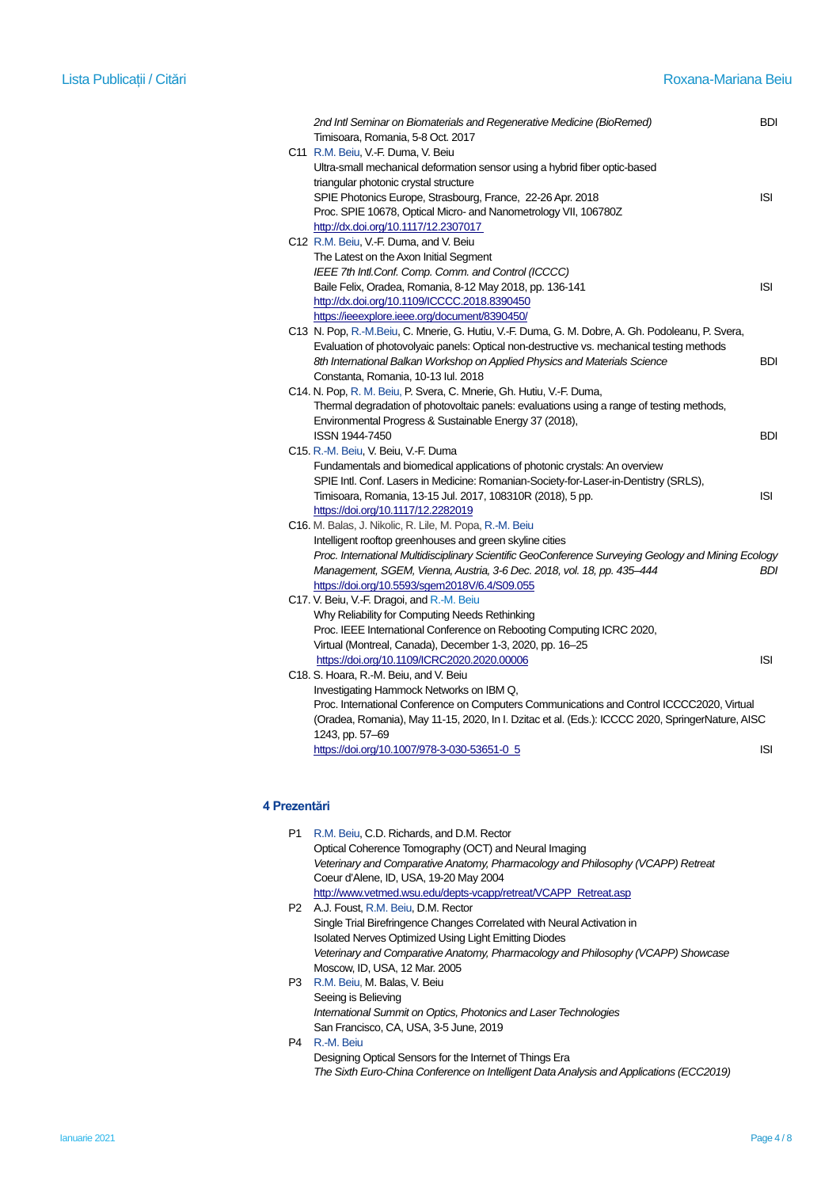*2nd Intl Seminar on Biomaterials and Regenerative Medicine (BioRemed)* BDI
Timisoara, Romania, 5-8 Oct. 2017

C11 R.M. Beiu, V.-F. Duma, V. Beiu
Ultra-small mechanical deformation sensor using a hybrid fiber optic-based triangular photonic crystal structure
SPIE Photonics Europe, Strasbourg, France, 22-26 Apr. 2018 ISI
Proc. SPIE 10678, Optical Micro- and Nanometrology VII, 106780Z
http://dx.doi.org/10.1117/12.2307017

C12 R.M. Beiu, V.-F. Duma, and V. Beiu
The Latest on the Axon Initial Segment
*IEEE 7th Intl.Conf. Comp. Comm. and Control (ICCCC)*
Baile Felix, Oradea, Romania, 8-12 May 2018, pp. 136-141 ISI
http://dx.doi.org/10.1109/ICCCC.2018.8390450
https://ieeexplore.ieee.org/document/8390450/

C13 N. Pop, R.-M.Beiu, C. Mnerie, G. Hutiu, V.-F. Duma, G. M. Dobre, A. Gh. Podoleanu, P. Svera,
Evaluation of photovolyaic panels: Optical non-destructive vs. mechanical testing methods
*8th International Balkan Workshop on Applied Physics and Materials Science* BDI
Constanta, Romania, 10-13 Iul. 2018

C14. N. Pop, R. M. Beiu, P. Svera, C. Mnerie, Gh. Hutiu, V.-F. Duma,
Thermal degradation of photovoltaic panels: evaluations using a range of testing methods,
Environmental Progress & Sustainable Energy 37 (2018),
ISSN 1944-7450 BDI

C15. R.-M. Beiu, V. Beiu, V.-F. Duma
Fundamentals and biomedical applications of photonic crystals: An overview
SPIE Intl. Conf. Lasers in Medicine: Romanian-Society-for-Laser-in-Dentistry (SRLS),
Timisoara, Romania, 13-15 Jul. 2017, 108310R (2018), 5 pp. ISI
https://doi.org/10.1117/12.2282019

C16. M. Balas, J. Nikolic, R. Lile, M. Popa, R.-M. Beiu
Intelligent rooftop greenhouses and green skyline cities
*Proc. International Multidisciplinary Scientific GeoConference Surveying Geology and Mining Ecology Management, SGEM, Vienna, Austria, 3-6 Dec. 2018, vol. 18, pp. 435–444* *BDI*
https://doi.org/10.5593/sgem2018V/6.4/S09.055

C17. V. Beiu, V.-F. Dragoi, and R.-M. Beiu
Why Reliability for Computing Needs Rethinking
Proc. IEEE International Conference on Rebooting Computing ICRC 2020,
Virtual (Montreal, Canada), December 1-3, 2020, pp. 16–25
https://doi.org/10.1109/ICRC2020.2020.00006 ISI

C18. S. Hoara, R.-M. Beiu, and V. Beiu
Investigating Hammock Networks on IBM Q,
Proc. International Conference on Computers Communications and Control ICCCC2020, Virtual (Oradea, Romania), May 11-15, 2020, In I. Dzitac et al. (Eds.): ICCCC 2020, SpringerNature, AISC 1243, pp. 57–69
https://doi.org/10.1007/978-3-030-53651-0_5 ISI

## 4 Prezentări

P1 R.M. Beiu, C.D. Richards, and D.M. Rector
Optical Coherence Tomography (OCT) and Neural Imaging
*Veterinary and Comparative Anatomy, Pharmacology and Philosophy (VCAPP) Retreat*
Coeur d'Alene, ID, USA, 19-20 May 2004
http://www.vetmed.wsu.edu/depts-vcapp/retreat/VCAPP_Retreat.asp

P2 A.J. Foust, R.M. Beiu, D.M. Rector
Single Trial Birefringence Changes Correlated with Neural Activation in Isolated Nerves Optimized Using Light Emitting Diodes
*Veterinary and Comparative Anatomy, Pharmacology and Philosophy (VCAPP) Showcase*
Moscow, ID, USA, 12 Mar. 2005

P3 R.M. Beiu, M. Balas, V. Beiu
Seeing is Believing
*International Summit on Optics, Photonics and Laser Technologies*
San Francisco, CA, USA, 3-5 June, 2019

P4 R.-M. Beiu
Designing Optical Sensors for the Internet of Things Era
*The Sixth Euro-China Conference on Intelligent Data Analysis and Applications (ECC2019)*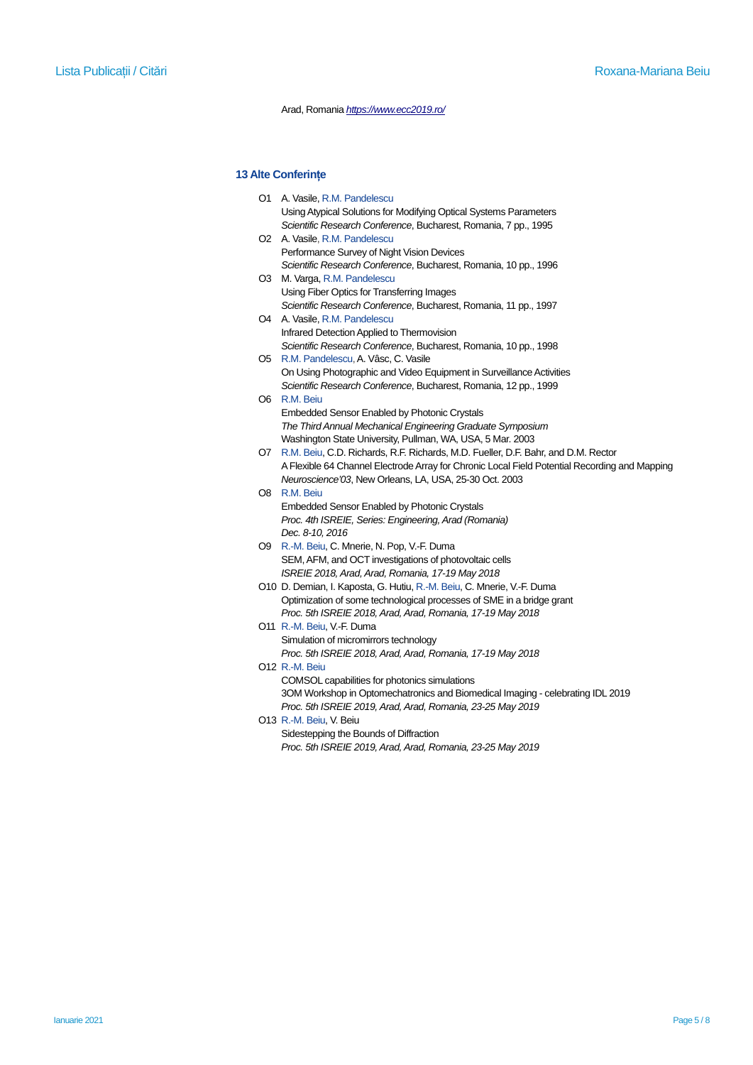Arad, Romania *https://www.ecc2019.ro/*

## 13 Alte Conferințe

- O1 A. Vasile, R.M. Pandelescu
  Using Atypical Solutions for Modifying Optical Systems Parameters
  *Scientific Research Conference*, Bucharest, Romania, 7 pp., 1995
- O2 A. Vasile, R.M. Pandelescu
  Performance Survey of Night Vision Devices
  *Scientific Research Conference*, Bucharest, Romania, 10 pp., 1996
- O3 M. Varga, R.M. Pandelescu
  Using Fiber Optics for Transferring Images
  *Scientific Research Conference*, Bucharest, Romania, 11 pp., 1997
- O4 A. Vasile, R.M. Pandelescu
  Infrared Detection Applied to Thermovision
  *Scientific Research Conference*, Bucharest, Romania, 10 pp., 1998
- O5 R.M. Pandelescu, A. Vâsc, C. Vasile
  On Using Photographic and Video Equipment in Surveillance Activities
  *Scientific Research Conference*, Bucharest, Romania, 12 pp., 1999
- O6 R.M. Beiu
  Embedded Sensor Enabled by Photonic Crystals
  *The Third Annual Mechanical Engineering Graduate Symposium*
  Washington State University, Pullman, WA, USA, 5 Mar. 2003
- O7 R.M. Beiu, C.D. Richards, R.F. Richards, M.D. Fueller, D.F. Bahr, and D.M. Rector
  A Flexible 64 Channel Electrode Array for Chronic Local Field Potential Recording and Mapping
  *Neuroscience'03*, New Orleans, LA, USA, 25-30 Oct. 2003
- O8 R.M. Beiu
  Embedded Sensor Enabled by Photonic Crystals
  *Proc. 4th ISREIE, Series: Engineering, Arad (Romania)*
  *Dec. 8-10, 2016*
- O9 R.-M. Beiu, C. Mnerie, N. Pop, V.-F. Duma
  SEM, AFM, and OCT investigations of photovoltaic cells
  *ISREIE 2018, Arad, Arad, Romania, 17-19 May 2018*
- O10 D. Demian, I. Kaposta, G. Hutiu, R.-M. Beiu, C. Mnerie, V.-F. Duma
  Optimization of some technological processes of SME in a bridge grant
  *Proc. 5th ISREIE 2018, Arad, Arad, Romania, 17-19 May 2018*
- O11 R.-M. Beiu, V.-F. Duma
  Simulation of micromirrors technology
  *Proc. 5th ISREIE 2018, Arad, Arad, Romania, 17-19 May 2018*
- O12 R.-M. Beiu
  COMSOL capabilities for photonics simulations
  3OM Workshop in Optomechatronics and Biomedical Imaging - celebrating IDL 2019
  *Proc. 5th ISREIE 2019, Arad, Arad, Romania, 23-25 May 2019*
- O13 R.-M. Beiu, V. Beiu
  Sidestepping the Bounds of Diffraction
  *Proc. 5th ISREIE 2019, Arad, Arad, Romania, 23-25 May 2019*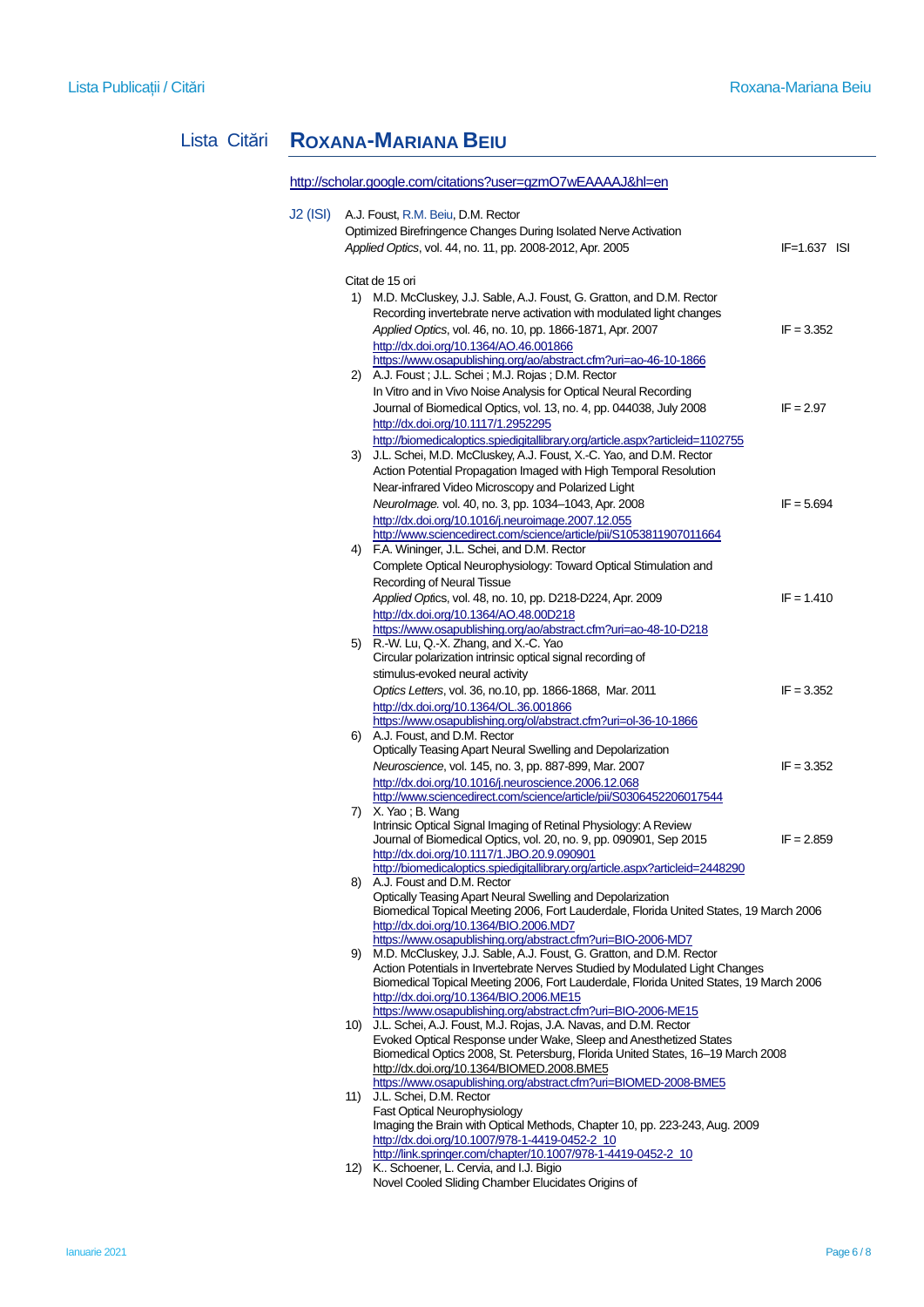# Lista Citări ROXANA-MARIANA BEIU

http://scholar.google.com/citations?user=gzmO7wEAAAAJ&hl=en

**J2 (ISI)** A.J. Foust, R.M. Beiu, D.M. Rector
Optimized Birefringence Changes During Isolated Nerve Activation
*Applied Optics*, vol. 44, no. 11, pp. 2008-2012, Apr. 2005 — IF=1.637 ISI

Citat de 15 ori

1) M.D. McCluskey, J.J. Sable, A.J. Foust, G. Gratton, and D.M. Rector
Recording invertebrate nerve activation with modulated light changes
*Applied Optics*, vol. 46, no. 10, pp. 1866-1871, Apr. 2007 — IF = 3.352
http://dx.doi.org/10.1364/AO.46.001866
https://www.osapublishing.org/ao/abstract.cfm?uri=ao-46-10-1866

2) A.J. Foust ; J.L. Schei ; M.J. Rojas ; D.M. Rector
In Vitro and in Vivo Noise Analysis for Optical Neural Recording
Journal of Biomedical Optics, vol. 13, no. 4, pp. 044038, July 2008 — IF = 2.97
http://dx.doi.org/10.1117/1.2952295
http://biomedicaloptics.spiedigitallibrary.org/article.aspx?articleid=1102755

3) J.L. Schei, M.D. McCluskey, A.J. Foust, X.-C. Yao, and D.M. Rector
Action Potential Propagation Imaged with High Temporal Resolution Near-infrared Video Microscopy and Polarized Light
*NeuroImage*. vol. 40, no. 3, pp. 1034–1043, Apr. 2008 — IF = 5.694
http://dx.doi.org/10.1016/j.neuroimage.2007.12.055
http://www.sciencedirect.com/science/article/pii/S1053811907011664

4) F.A. Wininger, J.L. Schei, and D.M. Rector
Complete Optical Neurophysiology: Toward Optical Stimulation and Recording of Neural Tissue
*Applied Optics*, vol. 48, no. 10, pp. D218-D224, Apr. 2009 — IF = 1.410
http://dx.doi.org/10.1364/AO.48.00D218
https://www.osapublishing.org/ao/abstract.cfm?uri=ao-48-10-D218

5) R.-W. Lu, Q.-X. Zhang, and X.-C. Yao
Circular polarization intrinsic optical signal recording of stimulus-evoked neural activity
*Optics Letters*, vol. 36, no.10, pp. 1866-1868, Mar. 2011 — IF = 3.352
http://dx.doi.org/10.1364/OL.36.001866
https://www.osapublishing.org/ol/abstract.cfm?uri=ol-36-10-1866

6) A.J. Foust, and D.M. Rector
Optically Teasing Apart Neural Swelling and Depolarization
*Neuroscience*, vol. 145, no. 3, pp. 887-899, Mar. 2007 — IF = 3.352
http://dx.doi.org/10.1016/j.neuroscience.2006.12.068
http://www.sciencedirect.com/science/article/pii/S0306452206017544

7) X. Yao ; B. Wang
Intrinsic Optical Signal Imaging of Retinal Physiology: A Review
Journal of Biomedical Optics, vol. 20, no. 9, pp. 090901, Sep 2015 — IF = 2.859
http://dx.doi.org/10.1117/1.JBO.20.9.090901
http://biomedicaloptics.spiedigitallibrary.org/article.aspx?articleid=2448290

8) A.J. Foust and D.M. Rector
Optically Teasing Apart Neural Swelling and Depolarization
Biomedical Topical Meeting 2006, Fort Lauderdale, Florida United States, 19 March 2006
http://dx.doi.org/10.1364/BIO.2006.MD7
https://www.osapublishing.org/abstract.cfm?uri=BIO-2006-MD7

9) M.D. McCluskey, J.J. Sable, A.J. Foust, G. Gratton, and D.M. Rector
Action Potentials in Invertebrate Nerves Studied by Modulated Light Changes
Biomedical Topical Meeting 2006, Fort Lauderdale, Florida United States, 19 March 2006
http://dx.doi.org/10.1364/BIO.2006.ME15
https://www.osapublishing.org/abstract.cfm?uri=BIO-2006-ME15

10) J.L. Schei, A.J. Foust, M.J. Rojas, J.A. Navas, and D.M. Rector
Evoked Optical Response under Wake, Sleep and Anesthetized States
Biomedical Optics 2008, St. Petersburg, Florida United States, 16–19 March 2008
http://dx.doi.org/10.1364/BIOMED.2008.BME5
https://www.osapublishing.org/abstract.cfm?uri=BIOMED-2008-BME5

11) J.L. Schei, D.M. Rector
Fast Optical Neurophysiology
Imaging the Brain with Optical Methods, Chapter 10, pp. 223-243, Aug. 2009
http://dx.doi.org/10.1007/978-1-4419-0452-2_10
http://link.springer.com/chapter/10.1007/978-1-4419-0452-2_10

12) K.. Schoener, L. Cervia, and I.J. Bigio
Novel Cooled Sliding Chamber Elucidates Origins of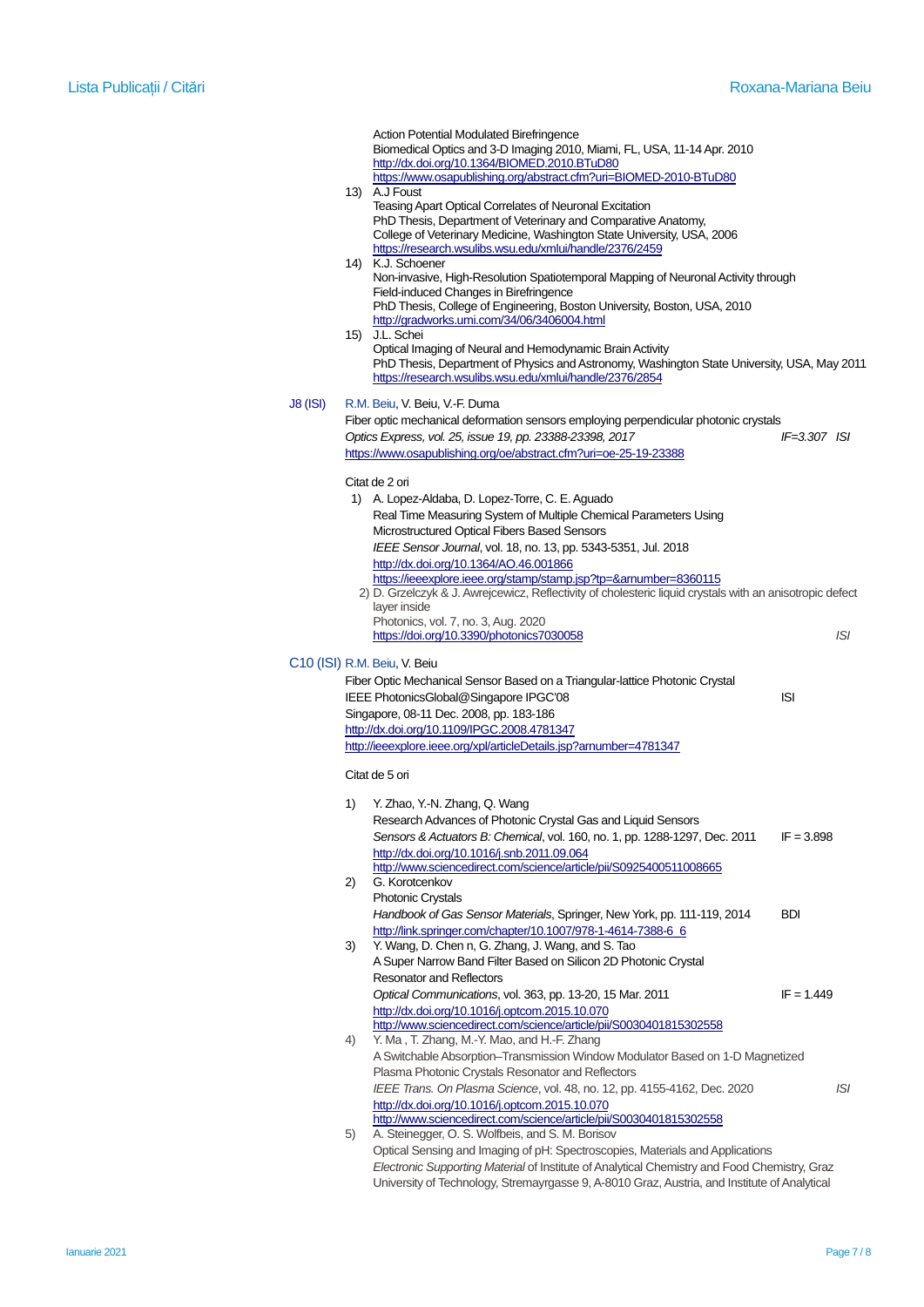Action Potential Modulated Birefringence
Biomedical Optics and 3-D Imaging 2010, Miami, FL, USA, 11-14 Apr. 2010
http://dx.doi.org/10.1364/BIOMED.2010.BTuD80
https://www.osapublishing.org/abstract.cfm?uri=BIOMED-2010-BTuD80

13) A.J Foust
Teasing Apart Optical Correlates of Neuronal Excitation
PhD Thesis, Department of Veterinary and Comparative Anatomy,
College of Veterinary Medicine, Washington State University, USA, 2006
https://research.wsulibs.wsu.edu/xmlui/handle/2376/2459

14) K.J. Schoener
Non-invasive, High-Resolution Spatiotemporal Mapping of Neuronal Activity through Field-induced Changes in Birefringence
PhD Thesis, College of Engineering, Boston University, Boston, USA, 2010
http://gradworks.umi.com/34/06/3406004.html

15) J.L. Schei
Optical Imaging of Neural and Hemodynamic Brain Activity
PhD Thesis, Department of Physics and Astronomy, Washington State University, USA, May 2011
https://research.wsulibs.wsu.edu/xmlui/handle/2376/2854

**J8 (ISI)** R.M. Beiu, V. Beiu, V.-F. Duma
Fiber optic mechanical deformation sensors employing perpendicular photonic crystals
*Optics Express, vol. 25, issue 19, pp. 23388-23398, 2017* *IF=3.307 ISI*
https://www.osapublishing.org/oe/abstract.cfm?uri=oe-25-19-23388

Citat de 2 ori

1) A. Lopez-Aldaba, D. Lopez-Torre, C. E. Aguado
Real Time Measuring System of Multiple Chemical Parameters Using Microstructured Optical Fibers Based Sensors
*IEEE Sensor Journal*, vol. 18, no. 13, pp. 5343-5351, Jul. 2018
http://dx.doi.org/10.1364/AO.46.001866
https://ieeexplore.ieee.org/stamp/stamp.jsp?tp=&arnumber=8360115

2) D. Grzelczyk & J. Awrejcewicz, Reflectivity of cholesteric liquid crystals with an anisotropic defect layer inside
Photonics, vol. 7, no. 3, Aug. 2020
https://doi.org/10.3390/photonics7030058 *ISI*

**C10 (ISI)** R.M. Beiu, V. Beiu
Fiber Optic Mechanical Sensor Based on a Triangular-lattice Photonic Crystal
IEEE PhotonicsGlobal@Singapore IPGC'08 ISI
Singapore, 08-11 Dec. 2008, pp. 183-186
http://dx.doi.org/10.1109/IPGC.2008.4781347
http://ieeexplore.ieee.org/xpl/articleDetails.jsp?arnumber=4781347

Citat de 5 ori

1) Y. Zhao, Y.-N. Zhang, Q. Wang
Research Advances of Photonic Crystal Gas and Liquid Sensors
*Sensors & Actuators B: Chemical*, vol. 160, no. 1, pp. 1288-1297, Dec. 2011 IF = 3.898
http://dx.doi.org/10.1016/j.snb.2011.09.064
http://www.sciencedirect.com/science/article/pii/S0925400511008665

2) G. Korotcenkov
Photonic Crystals
*Handbook of Gas Sensor Materials*, Springer, New York, pp. 111-119, 2014 BDI
http://link.springer.com/chapter/10.1007/978-1-4614-7388-6_6

3) Y. Wang, D. Chen n, G. Zhang, J. Wang, and S. Tao
A Super Narrow Band Filter Based on Silicon 2D Photonic Crystal Resonator and Reflectors
*Optical Communications*, vol. 363, pp. 13-20, 15 Mar. 2011 IF = 1.449
http://dx.doi.org/10.1016/j.optcom.2015.10.070
http://www.sciencedirect.com/science/article/pii/S0030401815302558

4) Y. Ma , T. Zhang, M.-Y. Mao, and H.-F. Zhang
A Switchable Absorption–Transmission Window Modulator Based on 1-D Magnetized Plasma Photonic Crystals Resonator and Reflectors
*IEEE Trans. On Plasma Science*, vol. 48, no. 12, pp. 4155-4162, Dec. 2020 *ISI*
http://dx.doi.org/10.1016/j.optcom.2015.10.070
http://www.sciencedirect.com/science/article/pii/S0030401815302558

5) A. Steinegger, O. S. Wolfbeis, and S. M. Borisov
Optical Sensing and Imaging of pH: Spectroscopies, Materials and Applications
*Electronic Supporting Material* of Institute of Analytical Chemistry and Food Chemistry, Graz University of Technology, Stremayrgasse 9, A-8010 Graz, Austria, and Institute of Analytical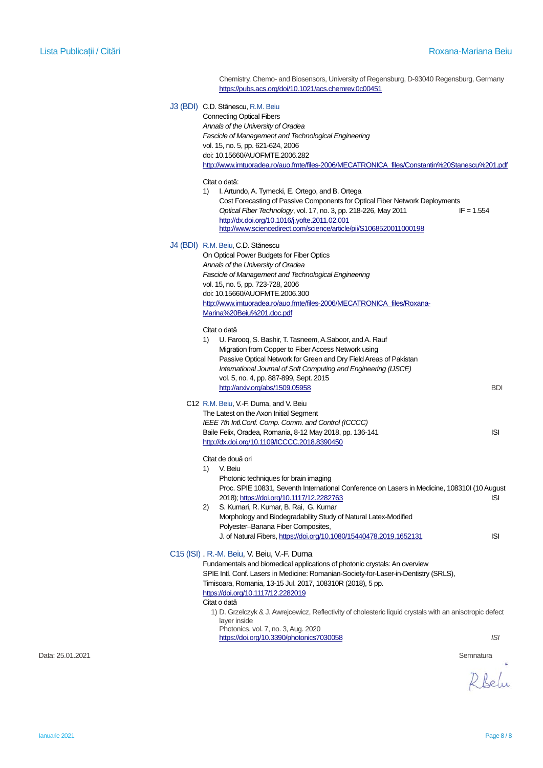Chemistry, Chemo- and Biosensors, University of Regensburg, D-93040 Regensburg, Germany
https://pubs.acs.org/doi/10.1021/acs.chemrev.0c00451

J3 (BDI) C.D. Stănescu, R.M. Beiu
Connecting Optical Fibers
*Annals of the University of Oradea*
*Fascicle of Management and Technological Engineering*
vol. 15, no. 5, pp. 621-624, 2006
doi: 10.15660/AUOFMTE.2006.282
http://www.imtuoradea.ro/auo.fmte/files-2006/MECATRONICA_files/Constantin%20Stanescu%201.pdf

Citat o dată:

1) I. Artundo, A. Tymecki, E. Ortego, and B. Ortega
Cost Forecasting of Passive Components for Optical Fiber Network Deployments
*Optical Fiber Technology*, vol. 17, no. 3, pp. 218-226, May 2011 — IF = 1.554
http://dx.doi.org/10.1016/j.yofte.2011.02.001
http://www.sciencedirect.com/science/article/pii/S1068520011000198

J4 (BDI) R.M. Beiu, C.D. Stănescu
On Optical Power Budgets for Fiber Optics
*Annals of the University of Oradea*
*Fascicle of Management and Technological Engineering*
vol. 15, no. 5, pp. 723-728, 2006
doi: 10.15660/AUOFMTE.2006.300
http://www.imtuoradea.ro/auo.fmte/files-2006/MECATRONICA_files/Roxana-Marina%20Beiu%201.doc.pdf

Citat o dată

1) U. Farooq, S. Bashir, T. Tasneem, A.Saboor, and A. Rauf
Migration from Copper to Fiber Access Network using
Passive Optical Network for Green and Dry Field Areas of Pakistan
*International Journal of Soft Computing and Engineering (IJSCE)*
vol. 5, no. 4, pp. 887-899, Sept. 2015
http://arxiv.org/abs/1509.05958 — BDI

C12 R.M. Beiu, V.-F. Duma, and V. Beiu
The Latest on the Axon Initial Segment
*IEEE 7th Intl.Conf. Comp. Comm. and Control (ICCCC)*
Baile Felix, Oradea, Romania, 8-12 May 2018, pp. 136-141 — ISI
http://dx.doi.org/10.1109/ICCCC.2018.8390450

Citat de două ori

1) V. Beiu
Photonic techniques for brain imaging
Proc. SPIE 10831, Seventh International Conference on Lasers in Medicine, 108310I (10 August 2018); https://doi.org/10.1117/12.2282763 — ISI
2) S. Kumari, R. Kumar, B. Rai, G. Kumar
Morphology and Biodegradability Study of Natural Latex-Modified
Polyester–Banana Fiber Composites,
J. of Natural Fibers, https://doi.org/10.1080/15440478.2019.1652131 — ISI

C15 (ISI) . R.-M. Beiu, V. Beiu, V.-F. Duma
Fundamentals and biomedical applications of photonic crystals: An overview
SPIE Intl. Conf. Lasers in Medicine: Romanian-Society-for-Laser-in-Dentistry (SRLS),
Timisoara, Romania, 13-15 Jul. 2017, 108310R (2018), 5 pp.
https://doi.org/10.1117/12.2282019
Citat o dată

1) D. Grzelczyk & J. Awrejcewicz, Reflectivity of cholesteric liquid crystals with an anisotropic defect layer inside
Photonics, vol. 7, no. 3, Aug. 2020
https://doi.org/10.3390/photonics7030058 — *ISI*

Data: 25.01.2021

Semnatura

RBeiu